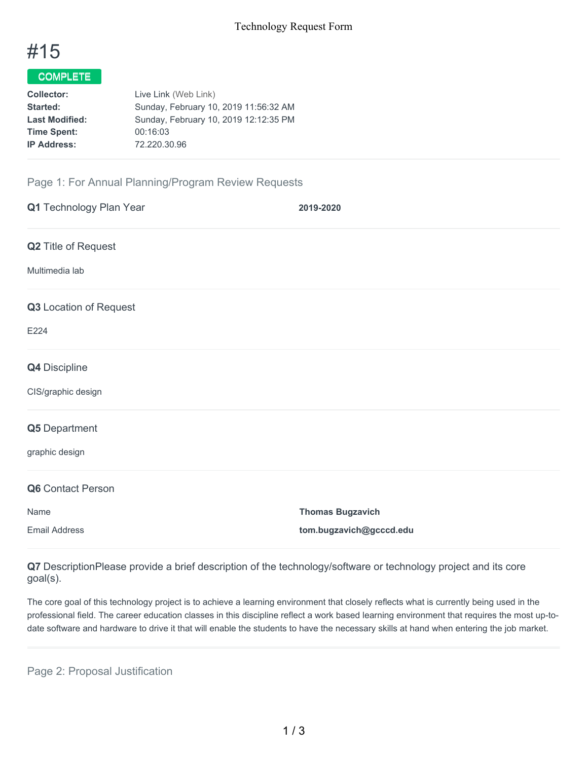# #15

**COMPLETE**

| | |
|---|---|
| **Collector:** | Live Link (Web Link) |
| **Started:** | Sunday, February 10, 2019 11:56:32 AM |
| **Last Modified:** | Sunday, February 10, 2019 12:12:35 PM |
| **Time Spent:** | 00:16:03 |
| **IP Address:** | 72.220.30.96 |

## Page 1: For Annual Planning/Program Review Requests

**Q1** Technology Plan Year

**2019-2020**

**Q2** Title of Request

Multimedia lab

**Q3** Location of Request

E224

**Q4** Discipline

CIS/graphic design

**Q5** Department

graphic design

**Q6** Contact Person

| | |
|---|---|
| Name | **Thomas Bugzavich** |
| Email Address | **tom.bugzavich@gcccd.edu** |

**Q7** DescriptionPlease provide a brief description of the technology/software or technology project and its core goal(s).

The core goal of this technology project is to achieve a learning environment that closely reflects what is currently being used in the professional field. The career education classes in this discipline reflect a work based learning environment that requires the most up-to-date software and hardware to drive it that will enable the students to have the necessary skills at hand when entering the job market.

## Page 2: Proposal Justification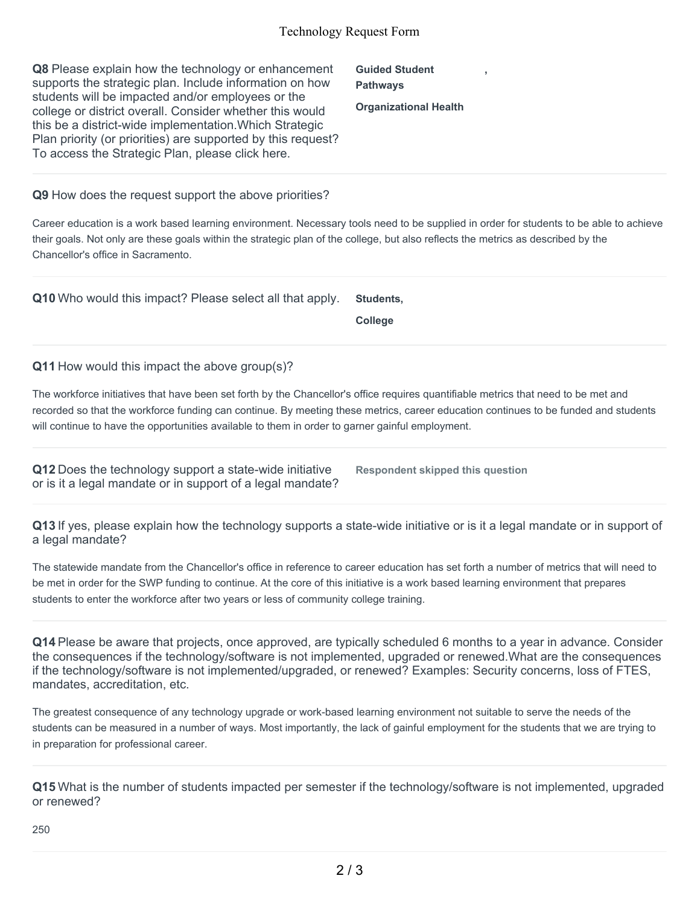**Q8** Please explain how the technology or enhancement supports the strategic plan. Include information on how students will be impacted and/or employees or the college or district overall. Consider whether this would this be a district-wide implementation.Which Strategic Plan priority (or priorities) are supported by this request? To access the Strategic Plan, please click here.

**Guided Student Pathways** ,

**Organizational Health**

**Q9** How does the request support the above priorities?

Career education is a work based learning environment. Necessary tools need to be supplied in order for students to be able to achieve their goals. Not only are these goals within the strategic plan of the college, but also reflects the metrics as described by the Chancellor's office in Sacramento.

**Q10** Who would this impact? Please select all that apply.

**Students,**

**College**

**Q11** How would this impact the above group(s)?

The workforce initiatives that have been set forth by the Chancellor's office requires quantifiable metrics that need to be met and recorded so that the workforce funding can continue. By meeting these metrics, career education continues to be funded and students will continue to have the opportunities available to them in order to garner gainful employment.

**Q12** Does the technology support a state-wide initiative or is it a legal mandate or in support of a legal mandate?

**Respondent skipped this question**

**Q13** If yes, please explain how the technology supports a state-wide initiative or is it a legal mandate or in support of a legal mandate?

The statewide mandate from the Chancellor's office in reference to career education has set forth a number of metrics that will need to be met in order for the SWP funding to continue. At the core of this initiative is a work based learning environment that prepares students to enter the workforce after two years or less of community college training.

**Q14** Please be aware that projects, once approved, are typically scheduled 6 months to a year in advance. Consider the consequences if the technology/software is not implemented, upgraded or renewed.What are the consequences if the technology/software is not implemented/upgraded, or renewed? Examples: Security concerns, loss of FTES, mandates, accreditation, etc.

The greatest consequence of any technology upgrade or work-based learning environment not suitable to serve the needs of the students can be measured in a number of ways. Most importantly, the lack of gainful employment for the students that we are trying to in preparation for professional career.

**Q15** What is the number of students impacted per semester if the technology/software is not implemented, upgraded or renewed?

250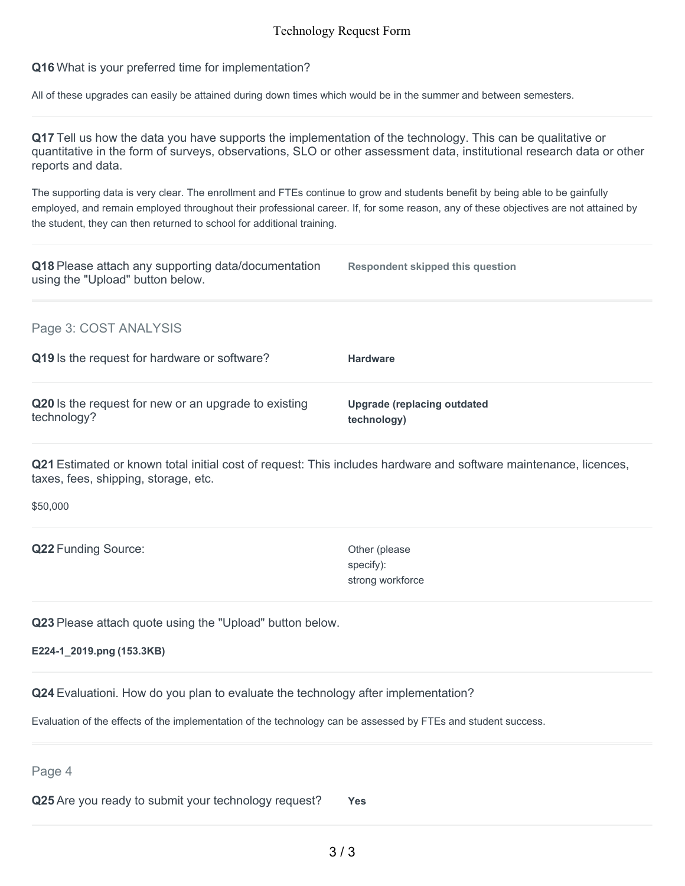**Q16** What is your preferred time for implementation?

All of these upgrades can easily be attained during down times which would be in the summer and between semesters.

---

**Q17** Tell us how the data you have supports the implementation of the technology. This can be qualitative or quantitative in the form of surveys, observations, SLO or other assessment data, institutional research data or other reports and data.

The supporting data is very clear. The enrollment and FTEs continue to grow and students benefit by being able to be gainfully employed, and remain employed throughout their professional career. If, for some reason, any of these objectives are not attained by the student, they can then returned to school for additional training.

---

**Q18** Please attach any supporting data/documentation using the "Upload" button below.

**Respondent skipped this question**

---

## Page 3: COST ANALYSIS

**Q19** Is the request for hardware or software?

**Hardware**

---

**Q20** Is the request for new or an upgrade to existing technology?

**Upgrade (replacing outdated technology)**

---

**Q21** Estimated or known total initial cost of request: This includes hardware and software maintenance, licences, taxes, fees, shipping, storage, etc.

$50,000

---

**Q22** Funding Source:

Other (please specify):
strong workforce

---

**Q23** Please attach quote using the "Upload" button below.

**E224-1_2019.png (153.3KB)**

---

**Q24** Evaluationi. How do you plan to evaluate the technology after implementation?

Evaluation of the effects of the implementation of the technology can be assessed by FTEs and student success.

---

## Page 4

**Q25** Are you ready to submit your technology request?

**Yes**